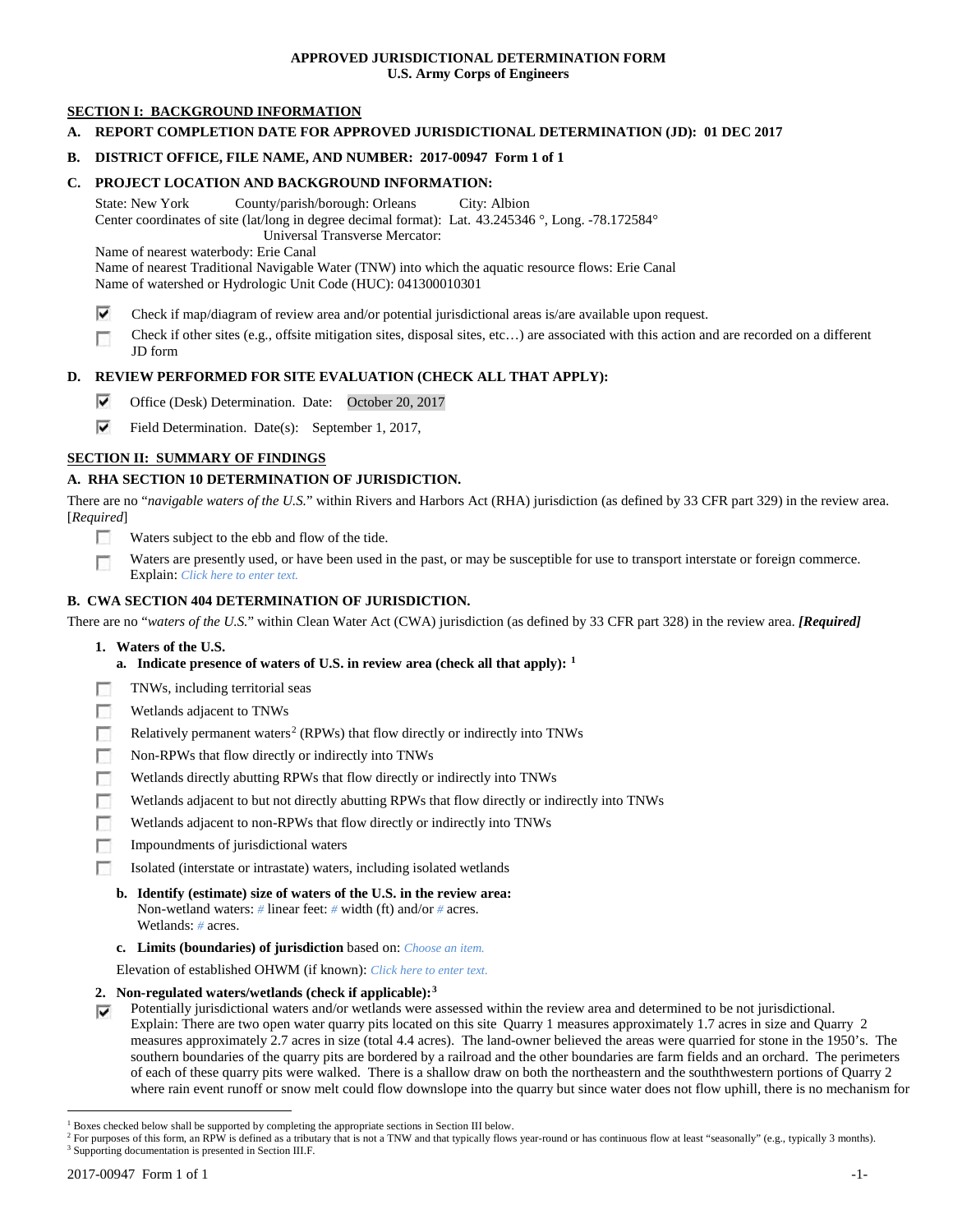**APPROVED JURISDICTIONAL DETERMINATION FORM**
**U.S. Army Corps of Engineers**

## SECTION I: BACKGROUND INFORMATION

**A. REPORT COMPLETION DATE FOR APPROVED JURISDICTIONAL DETERMINATION (JD): 01 DEC 2017**

**B. DISTRICT OFFICE, FILE NAME, AND NUMBER: 2017-00947 Form 1 of 1**

**C. PROJECT LOCATION AND BACKGROUND INFORMATION:**

State: New York County/parish/borough: Orleans City: Albion
Center coordinates of site (lat/long in degree decimal format): Lat. 43.245346 °, Long. -78.172584°
Universal Transverse Mercator:
Name of nearest waterbody: Erie Canal
Name of nearest Traditional Navigable Water (TNW) into which the aquatic resource flows: Erie Canal
Name of watershed or Hydrologic Unit Code (HUC): 041300010301

- [x] Check if map/diagram of review area and/or potential jurisdictional areas is/are available upon request.
- [ ] Check if other sites (e.g., offsite mitigation sites, disposal sites, etc…) are associated with this action and are recorded on a different JD form

**D. REVIEW PERFORMED FOR SITE EVALUATION (CHECK ALL THAT APPLY):**

- [x] Office (Desk) Determination. Date: October 20, 2017
- [x] Field Determination. Date(s): September 1, 2017,

## SECTION II: SUMMARY OF FINDINGS

**A. RHA SECTION 10 DETERMINATION OF JURISDICTION.**

There are no "*navigable waters of the U.S.*" within Rivers and Harbors Act (RHA) jurisdiction (as defined by 33 CFR part 329) in the review area. [*Required*]

- [ ] Waters subject to the ebb and flow of the tide.
- [ ] Waters are presently used, or have been used in the past, or may be susceptible for use to transport interstate or foreign commerce. Explain: *Click here to enter text.*

**B. CWA SECTION 404 DETERMINATION OF JURISDICTION.**

There are no "*waters of the U.S.*" within Clean Water Act (CWA) jurisdiction (as defined by 33 CFR part 328) in the review area. ***[Required]***

**1. Waters of the U.S.**

**a. Indicate presence of waters of U.S. in review area (check all that apply):** [1]

- [ ] TNWs, including territorial seas
- [ ] Wetlands adjacent to TNWs
- [ ] Relatively permanent waters[2] (RPWs) that flow directly or indirectly into TNWs
- [ ] Non-RPWs that flow directly or indirectly into TNWs
- [ ] Wetlands directly abutting RPWs that flow directly or indirectly into TNWs
- [ ] Wetlands adjacent to but not directly abutting RPWs that flow directly or indirectly into TNWs
- [ ] Wetlands adjacent to non-RPWs that flow directly or indirectly into TNWs
- [ ] Impoundments of jurisdictional waters
- [ ] Isolated (interstate or intrastate) waters, including isolated wetlands

**b. Identify (estimate) size of waters of the U.S. in the review area:**
Non-wetland waters: # linear feet: # width (ft) and/or # acres.
Wetlands: # acres.

**c. Limits (boundaries) of jurisdiction** based on: *Choose an item.*

Elevation of established OHWM (if known): *Click here to enter text.*

**2. Non-regulated waters/wetlands (check if applicable):**[3]

- [x] Potentially jurisdictional waters and/or wetlands were assessed within the review area and determined to be not jurisdictional.
Explain: There are two open water quarry pits located on this site Quarry 1 measures approximately 1.7 acres in size and Quarry 2 measures approximately 2.7 acres in size (total 4.4 acres). The land-owner believed the areas were quarried for stone in the 1950's. The southern boundaries of the quarry pits are bordered by a railroad and the other boundaries are farm fields and an orchard. The perimeters of each of these quarry pits were walked. There is a shallow draw on both the northeastern and the souththwestern portions of Quarry 2 where rain event runoff or snow melt could flow downslope into the quarry but since water does not flow uphill, there is no mechanism for

---

[1] Boxes checked below shall be supported by completing the appropriate sections in Section III below.
[2] For purposes of this form, an RPW is defined as a tributary that is not a TNW and that typically flows year-round or has continuous flow at least "seasonally" (e.g., typically 3 months).
[3] Supporting documentation is presented in Section III.F.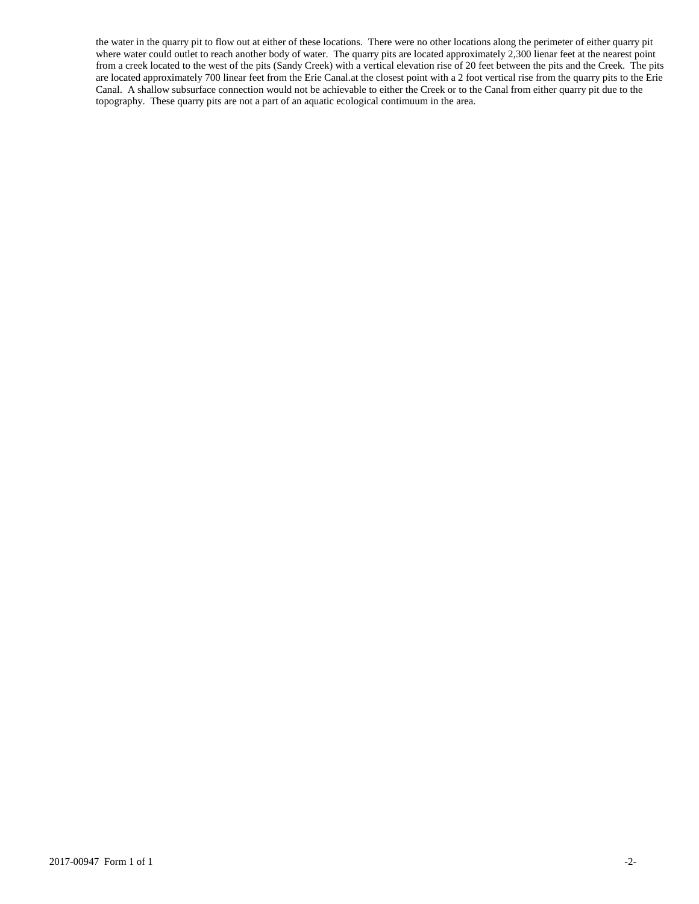the water in the quarry pit to flow out at either of these locations. There were no other locations along the perimeter of either quarry pit where water could outlet to reach another body of water. The quarry pits are located approximately 2,300 lienar feet at the nearest point from a creek located to the west of the pits (Sandy Creek) with a vertical elevation rise of 20 feet between the pits and the Creek. The pits are located approximately 700 linear feet from the Erie Canal.at the closest point with a 2 foot vertical rise from the quarry pits to the Erie Canal. A shallow subsurface connection would not be achievable to either the Creek or to the Canal from either quarry pit due to the topography. These quarry pits are not a part of an aquatic ecological contimuum in the area.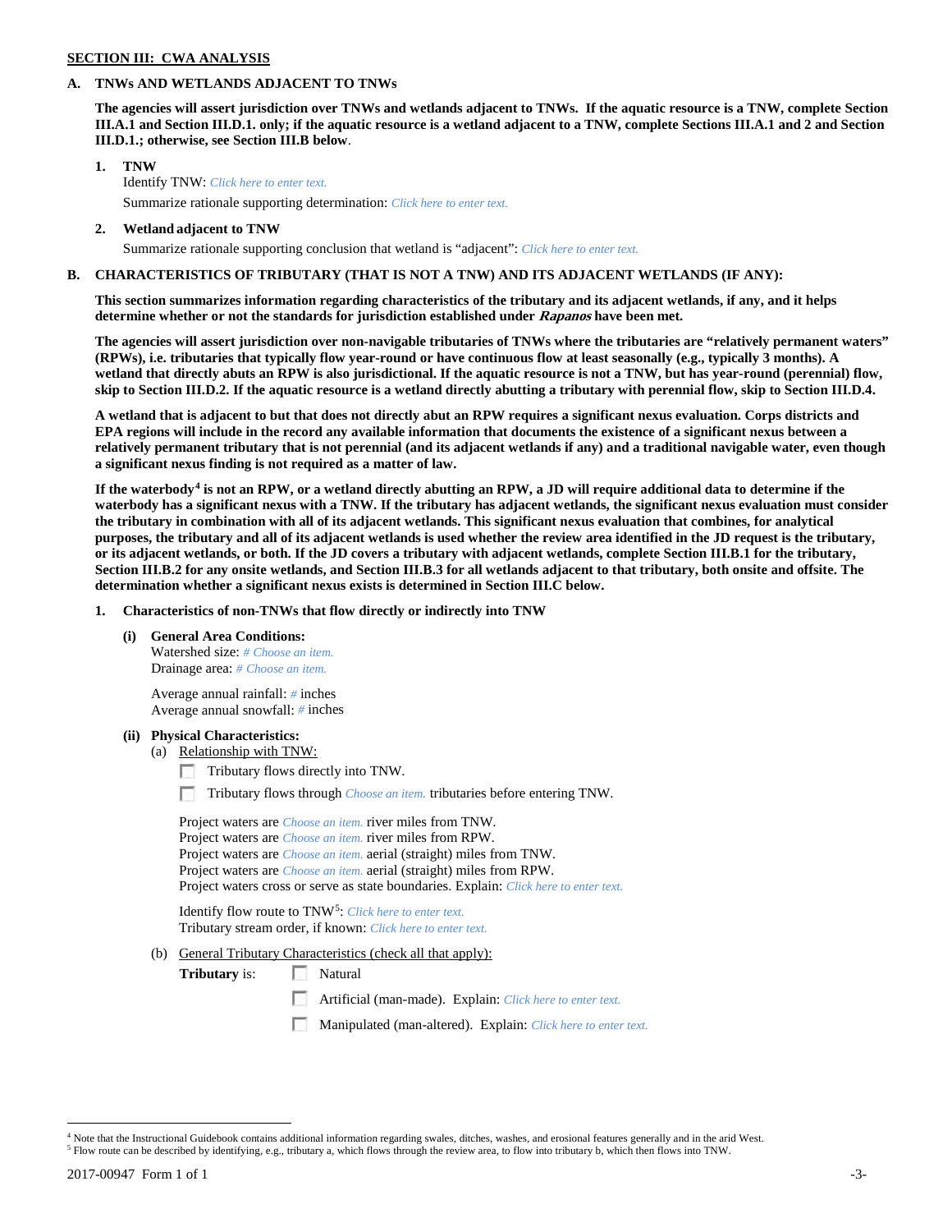**SECTION III: CWA ANALYSIS**

**A. TNWs AND WETLANDS ADJACENT TO TNWs**

**The agencies will assert jurisdiction over TNWs and wetlands adjacent to TNWs. If the aquatic resource is a TNW, complete Section III.A.1 and Section III.D.1. only; if the aquatic resource is a wetland adjacent to a TNW, complete Sections III.A.1 and 2 and Section III.D.1.; otherwise, see Section III.B below.**

**1. TNW**

Identify TNW: *Click here to enter text.*

Summarize rationale supporting determination: *Click here to enter text.*

**2. Wetland adjacent to TNW**

Summarize rationale supporting conclusion that wetland is "adjacent": *Click here to enter text.*

**B. CHARACTERISTICS OF TRIBUTARY (THAT IS NOT A TNW) AND ITS ADJACENT WETLANDS (IF ANY):**

**This section summarizes information regarding characteristics of the tributary and its adjacent wetlands, if any, and it helps determine whether or not the standards for jurisdiction established under *Rapanos* have been met.**

**The agencies will assert jurisdiction over non-navigable tributaries of TNWs where the tributaries are "relatively permanent waters" (RPWs), i.e. tributaries that typically flow year-round or have continuous flow at least seasonally (e.g., typically 3 months). A wetland that directly abuts an RPW is also jurisdictional. If the aquatic resource is not a TNW, but has year-round (perennial) flow, skip to Section III.D.2. If the aquatic resource is a wetland directly abutting a tributary with perennial flow, skip to Section III.D.4.**

**A wetland that is adjacent to but that does not directly abut an RPW requires a significant nexus evaluation. Corps districts and EPA regions will include in the record any available information that documents the existence of a significant nexus between a relatively permanent tributary that is not perennial (and its adjacent wetlands if any) and a traditional navigable water, even though a significant nexus finding is not required as a matter of law.**

**If the waterbody[4] is not an RPW, or a wetland directly abutting an RPW, a JD will require additional data to determine if the waterbody has a significant nexus with a TNW. If the tributary has adjacent wetlands, the significant nexus evaluation must consider the tributary in combination with all of its adjacent wetlands. This significant nexus evaluation that combines, for analytical purposes, the tributary and all of its adjacent wetlands is used whether the review area identified in the JD request is the tributary, or its adjacent wetlands, or both. If the JD covers a tributary with adjacent wetlands, complete Section III.B.1 for the tributary, Section III.B.2 for any onsite wetlands, and Section III.B.3 for all wetlands adjacent to that tributary, both onsite and offsite. The determination whether a significant nexus exists is determined in Section III.C below.**

**1. Characteristics of non-TNWs that flow directly or indirectly into TNW**

**(i) General Area Conditions:**

Watershed size: *# Choose an item.*
Drainage area: *# Choose an item.*

Average annual rainfall: *#* inches
Average annual snowfall: *#* inches

**(ii) Physical Characteristics:**

(a) Relationship with TNW:

☐ Tributary flows directly into TNW.

☐ Tributary flows through *Choose an item.* tributaries before entering TNW.

Project waters are *Choose an item.* river miles from TNW.
Project waters are *Choose an item.* river miles from RPW.
Project waters are *Choose an item.* aerial (straight) miles from TNW.
Project waters are *Choose an item.* aerial (straight) miles from RPW.
Project waters cross or serve as state boundaries. Explain: *Click here to enter text.*

Identify flow route to TNW[5]: *Click here to enter text.*
Tributary stream order, if known: *Click here to enter text.*

(b) General Tributary Characteristics (check all that apply):

**Tributary** is: ☐ Natural

☐ Artificial (man-made). Explain: *Click here to enter text.*

☐ Manipulated (man-altered). Explain: *Click here to enter text.*

[4] Note that the Instructional Guidebook contains additional information regarding swales, ditches, washes, and erosional features generally and in the arid West.
[5] Flow route can be described by identifying, e.g., tributary a, which flows through the review area, to flow into tributary b, which then flows into TNW.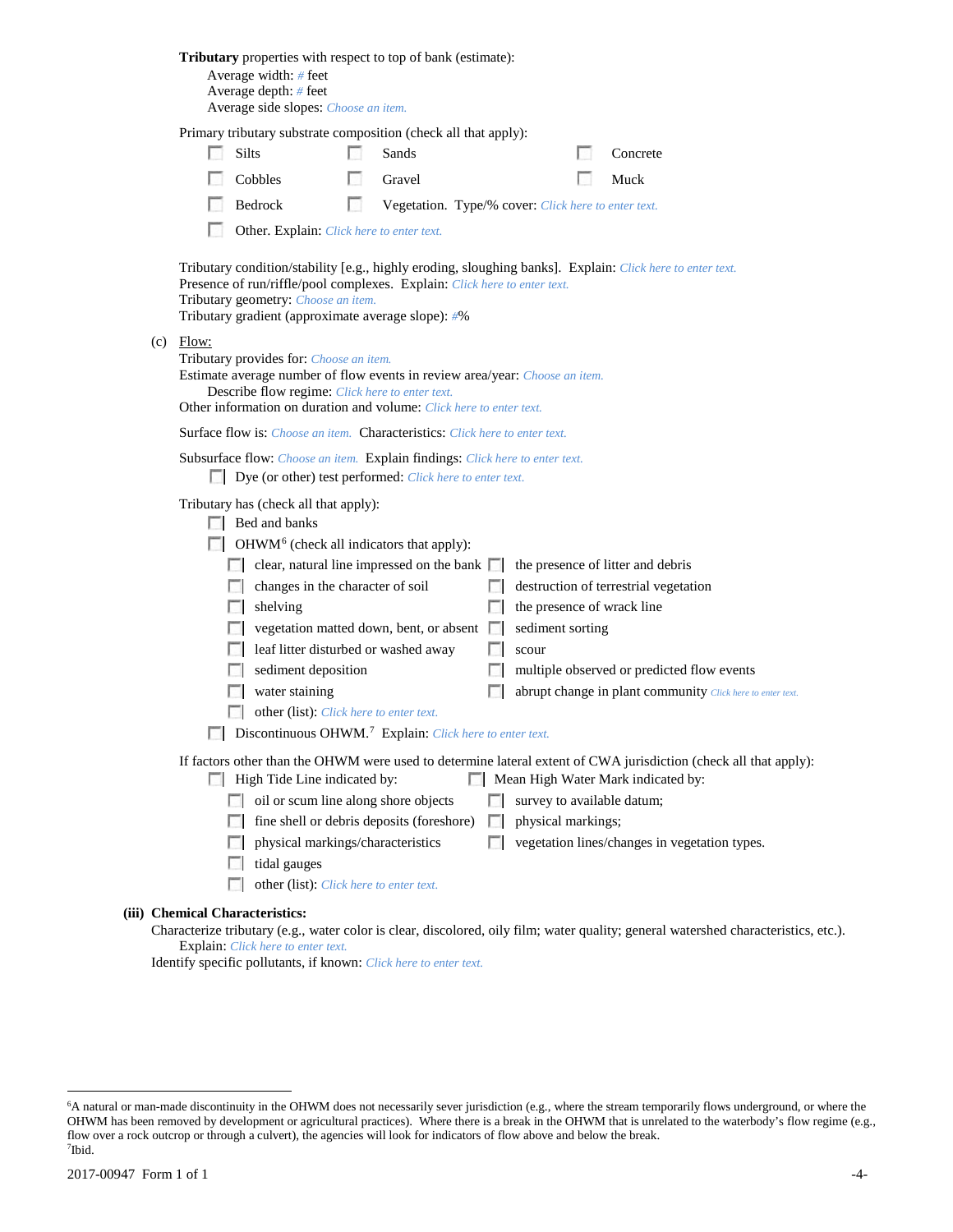**Tributary** properties with respect to top of bank (estimate):

Average width: # feet
Average depth: # feet
Average side slopes: Choose an item.

Primary tributary substrate composition (check all that apply):

- ☐ Silts
- ☐ Sands
- ☐ Concrete
- ☐ Cobbles
- ☐ Gravel
- ☐ Muck
- ☐ Bedrock
- ☐ Vegetation. Type/% cover: Click here to enter text.
- ☐ Other. Explain: Click here to enter text.

Tributary condition/stability [e.g., highly eroding, sloughing banks]. Explain: Click here to enter text.
Presence of run/riffle/pool complexes. Explain: Click here to enter text.
Tributary geometry: Choose an item.
Tributary gradient (approximate average slope): #%

(c) Flow:

Tributary provides for: Choose an item.
Estimate average number of flow events in review area/year: Choose an item.
Describe flow regime: Click here to enter text.
Other information on duration and volume: Click here to enter text.

Surface flow is: Choose an item. Characteristics: Click here to enter text.

Subsurface flow: Choose an item. Explain findings: Click here to enter text.

- ☐ Dye (or other) test performed: Click here to enter text.

Tributary has (check all that apply):

- ☐ Bed and banks
- ☐ OHWM[6] (check all indicators that apply):
  - ☐ clear, natural line impressed on the bank
  - ☐ the presence of litter and debris
  - ☐ changes in the character of soil
  - ☐ destruction of terrestrial vegetation
  - ☐ shelving
  - ☐ the presence of wrack line
  - ☐ vegetation matted down, bent, or absent
  - ☐ sediment sorting
  - ☐ leaf litter disturbed or washed away
  - ☐ scour
  - ☐ sediment deposition
  - ☐ multiple observed or predicted flow events
  - ☐ water staining
  - ☐ abrupt change in plant community Click here to enter text.
  - ☐ other (list): Click here to enter text.
- ☐ Discontinuous OHWM.[7] Explain: Click here to enter text.

If factors other than the OHWM were used to determine lateral extent of CWA jurisdiction (check all that apply):

- ☐ High Tide Line indicated by:
  - ☐ oil or scum line along shore objects
  - ☐ fine shell or debris deposits (foreshore)
  - ☐ physical markings/characteristics
  - ☐ tidal gauges
  - ☐ other (list): Click here to enter text.
- ☐ Mean High Water Mark indicated by:
  - ☐ survey to available datum;
  - ☐ physical markings;
  - ☐ vegetation lines/changes in vegetation types.

**(iii) Chemical Characteristics:**

Characterize tributary (e.g., water color is clear, discolored, oily film; water quality; general watershed characteristics, etc.).
Explain: Click here to enter text.
Identify specific pollutants, if known: Click here to enter text.

---

[6]A natural or man-made discontinuity in the OHWM does not necessarily sever jurisdiction (e.g., where the stream temporarily flows underground, or where the OHWM has been removed by development or agricultural practices). Where there is a break in the OHWM that is unrelated to the waterbody's flow regime (e.g., flow over a rock outcrop or through a culvert), the agencies will look for indicators of flow above and below the break.
[7]Ibid.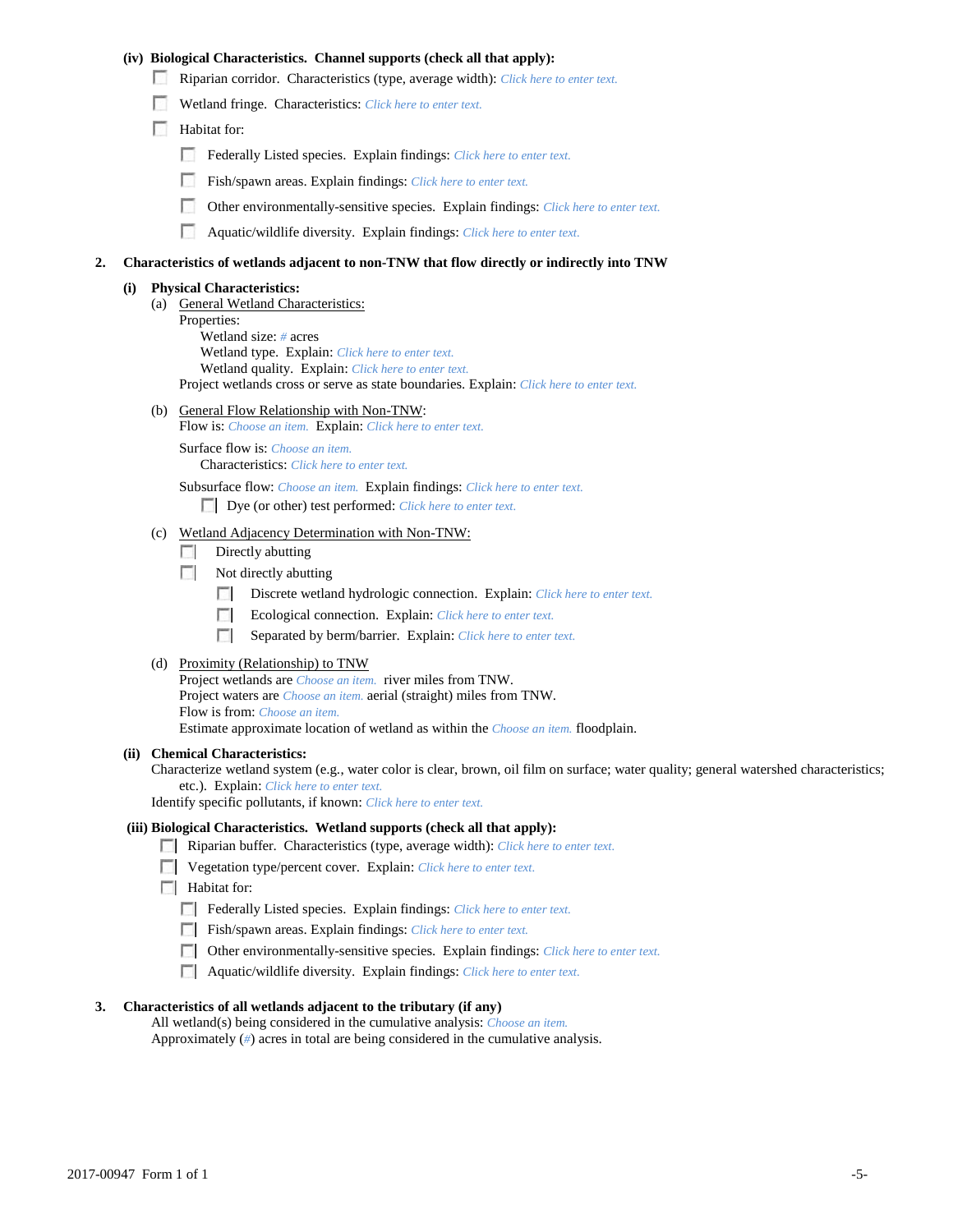**(iv) Biological Characteristics. Channel supports (check all that apply):**

- ☐ Riparian corridor. Characteristics (type, average width): *Click here to enter text.*
- ☐ Wetland fringe. Characteristics: *Click here to enter text.*
- ☐ Habitat for:
  - ☐ Federally Listed species. Explain findings: *Click here to enter text.*
  - ☐ Fish/spawn areas. Explain findings: *Click here to enter text.*
  - ☐ Other environmentally-sensitive species. Explain findings: *Click here to enter text.*
  - ☐ Aquatic/wildlife diversity. Explain findings: *Click here to enter text.*

**2. Characteristics of wetlands adjacent to non-TNW that flow directly or indirectly into TNW**

**(i) Physical Characteristics:**

(a) General Wetland Characteristics:

Properties:

Wetland size: *#* acres

Wetland type. Explain: *Click here to enter text.*

Wetland quality. Explain: *Click here to enter text.*

Project wetlands cross or serve as state boundaries. Explain: *Click here to enter text.*

(b) General Flow Relationship with Non-TNW:

Flow is: *Choose an item.* Explain: *Click here to enter text.*

Surface flow is: *Choose an item.*

Characteristics: *Click here to enter text.*

Subsurface flow: *Choose an item.* Explain findings: *Click here to enter text.*

- ☐ Dye (or other) test performed: *Click here to enter text.*

(c) Wetland Adjacency Determination with Non-TNW:

- ☐ Directly abutting
- ☐ Not directly abutting
  - ☐ Discrete wetland hydrologic connection. Explain: *Click here to enter text.*
  - ☐ Ecological connection. Explain: *Click here to enter text.*
  - ☐ Separated by berm/barrier. Explain: *Click here to enter text.*

(d) Proximity (Relationship) to TNW

Project wetlands are *Choose an item.* river miles from TNW.

Project waters are *Choose an item.* aerial (straight) miles from TNW.

Flow is from: *Choose an item.*

Estimate approximate location of wetland as within the *Choose an item.* floodplain.

**(ii) Chemical Characteristics:**

Characterize wetland system (e.g., water color is clear, brown, oil film on surface; water quality; general watershed characteristics; etc.). Explain: *Click here to enter text.*

Identify specific pollutants, if known: *Click here to enter text.*

**(iii) Biological Characteristics. Wetland supports (check all that apply):**

- ☐ Riparian buffer. Characteristics (type, average width): *Click here to enter text.*
- ☐ Vegetation type/percent cover. Explain: *Click here to enter text.*
- ☐ Habitat for:
  - ☐ Federally Listed species. Explain findings: *Click here to enter text.*
  - ☐ Fish/spawn areas. Explain findings: *Click here to enter text.*
  - ☐ Other environmentally-sensitive species. Explain findings: *Click here to enter text.*
  - ☐ Aquatic/wildlife diversity. Explain findings: *Click here to enter text.*

**3. Characteristics of all wetlands adjacent to the tributary (if any)**

All wetland(s) being considered in the cumulative analysis: *Choose an item.*

Approximately (*#*) acres in total are being considered in the cumulative analysis.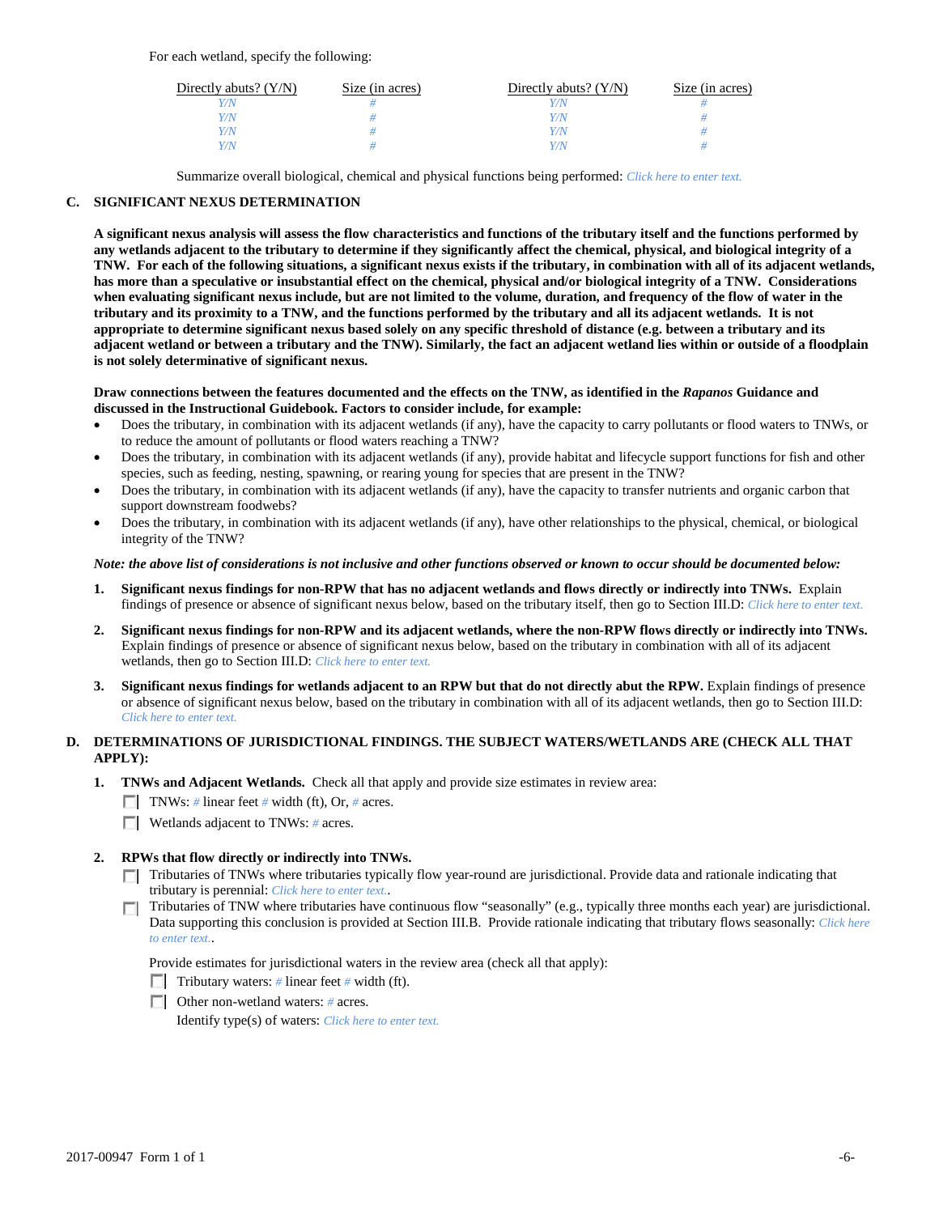For each wetland, specify the following:

| Directly abuts? (Y/N) | Size (in acres) | Directly abuts? (Y/N) | Size (in acres) |
| --- | --- | --- | --- |
| Y/N | # | Y/N | # |
| Y/N | # | Y/N | # |
| Y/N | # | Y/N | # |
| Y/N | # | Y/N | # |

Summarize overall biological, chemical and physical functions being performed: Click here to enter text.

**C. SIGNIFICANT NEXUS DETERMINATION**

**A significant nexus analysis will assess the flow characteristics and functions of the tributary itself and the functions performed by any wetlands adjacent to the tributary to determine if they significantly affect the chemical, physical, and biological integrity of a TNW. For each of the following situations, a significant nexus exists if the tributary, in combination with all of its adjacent wetlands, has more than a speculative or insubstantial effect on the chemical, physical and/or biological integrity of a TNW. Considerations when evaluating significant nexus include, but are not limited to the volume, duration, and frequency of the flow of water in the tributary and its proximity to a TNW, and the functions performed by the tributary and all its adjacent wetlands. It is not appropriate to determine significant nexus based solely on any specific threshold of distance (e.g. between a tributary and its adjacent wetland or between a tributary and the TNW). Similarly, the fact an adjacent wetland lies within or outside of a floodplain is not solely determinative of significant nexus.**

**Draw connections between the features documented and the effects on the TNW, as identified in the *Rapanos* Guidance and discussed in the Instructional Guidebook. Factors to consider include, for example:**

- Does the tributary, in combination with its adjacent wetlands (if any), have the capacity to carry pollutants or flood waters to TNWs, or to reduce the amount of pollutants or flood waters reaching a TNW?
- Does the tributary, in combination with its adjacent wetlands (if any), provide habitat and lifecycle support functions for fish and other species, such as feeding, nesting, spawning, or rearing young for species that are present in the TNW?
- Does the tributary, in combination with its adjacent wetlands (if any), have the capacity to transfer nutrients and organic carbon that support downstream foodwebs?
- Does the tributary, in combination with its adjacent wetlands (if any), have other relationships to the physical, chemical, or biological integrity of the TNW?

***Note: the above list of considerations is not inclusive and other functions observed or known to occur should be documented below:***

1. **Significant nexus findings for non-RPW that has no adjacent wetlands and flows directly or indirectly into TNWs.** Explain findings of presence or absence of significant nexus below, based on the tributary itself, then go to Section III.D: Click here to enter text.

2. **Significant nexus findings for non-RPW and its adjacent wetlands, where the non-RPW flows directly or indirectly into TNWs.** Explain findings of presence or absence of significant nexus below, based on the tributary in combination with all of its adjacent wetlands, then go to Section III.D: Click here to enter text.

3. **Significant nexus findings for wetlands adjacent to an RPW but that do not directly abut the RPW.** Explain findings of presence or absence of significant nexus below, based on the tributary in combination with all of its adjacent wetlands, then go to Section III.D: Click here to enter text.

**D. DETERMINATIONS OF JURISDICTIONAL FINDINGS. THE SUBJECT WATERS/WETLANDS ARE (CHECK ALL THAT APPLY):**

1. **TNWs and Adjacent Wetlands.** Check all that apply and provide size estimates in review area:
   - ☐ TNWs: # linear feet # width (ft), Or, # acres.
   - ☐ Wetlands adjacent to TNWs: # acres.

2. **RPWs that flow directly or indirectly into TNWs.**
   - ☐ Tributaries of TNWs where tributaries typically flow year-round are jurisdictional. Provide data and rationale indicating that tributary is perennial: Click here to enter text..
   - ☐ Tributaries of TNW where tributaries have continuous flow "seasonally" (e.g., typically three months each year) are jurisdictional. Data supporting this conclusion is provided at Section III.B. Provide rationale indicating that tributary flows seasonally: Click here to enter text..

   Provide estimates for jurisdictional waters in the review area (check all that apply):
   - ☐ Tributary waters: # linear feet # width (ft).
   - ☐ Other non-wetland waters: # acres.

     Identify type(s) of waters: Click here to enter text.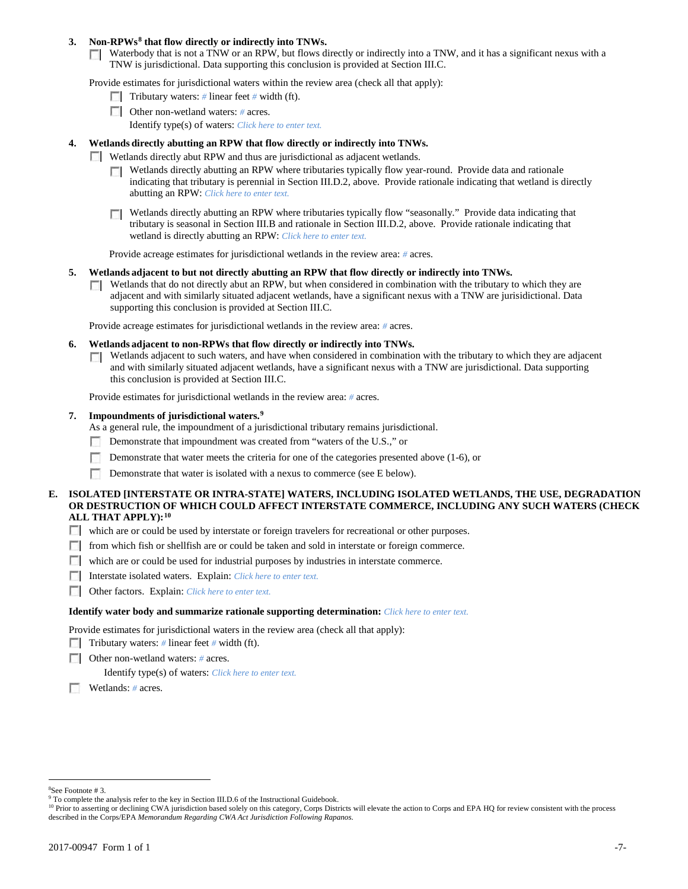3. **Non-RPWs[8] that flow directly or indirectly into TNWs.**

   ☐ Waterbody that is not a TNW or an RPW, but flows directly or indirectly into a TNW, and it has a significant nexus with a TNW is jurisdictional. Data supporting this conclusion is provided at Section III.C.

   Provide estimates for jurisdictional waters within the review area (check all that apply):

   ☐ Tributary waters: *#* linear feet *#* width (ft).

   ☐ Other non-wetland waters: *#* acres.

   Identify type(s) of waters: *Click here to enter text.*

4. **Wetlands directly abutting an RPW that flow directly or indirectly into TNWs.**

   ☐ Wetlands directly abut RPW and thus are jurisdictional as adjacent wetlands.

   ☐ Wetlands directly abutting an RPW where tributaries typically flow year-round. Provide data and rationale indicating that tributary is perennial in Section III.D.2, above. Provide rationale indicating that wetland is directly abutting an RPW: *Click here to enter text.*

   ☐ Wetlands directly abutting an RPW where tributaries typically flow "seasonally." Provide data indicating that tributary is seasonal in Section III.B and rationale in Section III.D.2, above. Provide rationale indicating that wetland is directly abutting an RPW: *Click here to enter text.*

   Provide acreage estimates for jurisdictional wetlands in the review area: *#* acres.

5. **Wetlands adjacent to but not directly abutting an RPW that flow directly or indirectly into TNWs.**

   ☐ Wetlands that do not directly abut an RPW, but when considered in combination with the tributary to which they are adjacent and with similarly situated adjacent wetlands, have a significant nexus with a TNW are jurisidictional. Data supporting this conclusion is provided at Section III.C.

   Provide acreage estimates for jurisdictional wetlands in the review area: *#* acres.

6. **Wetlands adjacent to non-RPWs that flow directly or indirectly into TNWs.**

   ☐ Wetlands adjacent to such waters, and have when considered in combination with the tributary to which they are adjacent and with similarly situated adjacent wetlands, have a significant nexus with a TNW are jurisdictional. Data supporting this conclusion is provided at Section III.C.

   Provide estimates for jurisdictional wetlands in the review area: *#* acres.

7. **Impoundments of jurisdictional waters.[9]**

   As a general rule, the impoundment of a jurisdictional tributary remains jurisdictional.

   ☐ Demonstrate that impoundment was created from "waters of the U.S.," or

   ☐ Demonstrate that water meets the criteria for one of the categories presented above (1-6), or

   ☐ Demonstrate that water is isolated with a nexus to commerce (see E below).

**E. ISOLATED [INTERSTATE OR INTRA-STATE] WATERS, INCLUDING ISOLATED WETLANDS, THE USE, DEGRADATION OR DESTRUCTION OF WHICH COULD AFFECT INTERSTATE COMMERCE, INCLUDING ANY SUCH WATERS (CHECK ALL THAT APPLY):[10]**

☐ which are or could be used by interstate or foreign travelers for recreational or other purposes.

☐ from which fish or shellfish are or could be taken and sold in interstate or foreign commerce.

☐ which are or could be used for industrial purposes by industries in interstate commerce.

☐ Interstate isolated waters. Explain: *Click here to enter text.*

☐ Other factors. Explain: *Click here to enter text.*

**Identify water body and summarize rationale supporting determination:** *Click here to enter text.*

Provide estimates for jurisdictional waters in the review area (check all that apply):

☐ Tributary waters: *#* linear feet *#* width (ft).

☐ Other non-wetland waters: *#* acres.

Identify type(s) of waters: *Click here to enter text.*

☐ Wetlands: *#* acres.

---

[8] See Footnote # 3.

[9] To complete the analysis refer to the key in Section III.D.6 of the Instructional Guidebook.

[10] Prior to asserting or declining CWA jurisdiction based solely on this category, Corps Districts will elevate the action to Corps and EPA HQ for review consistent with the process described in the Corps/EPA *Memorandum Regarding CWA Act Jurisdiction Following Rapanos.*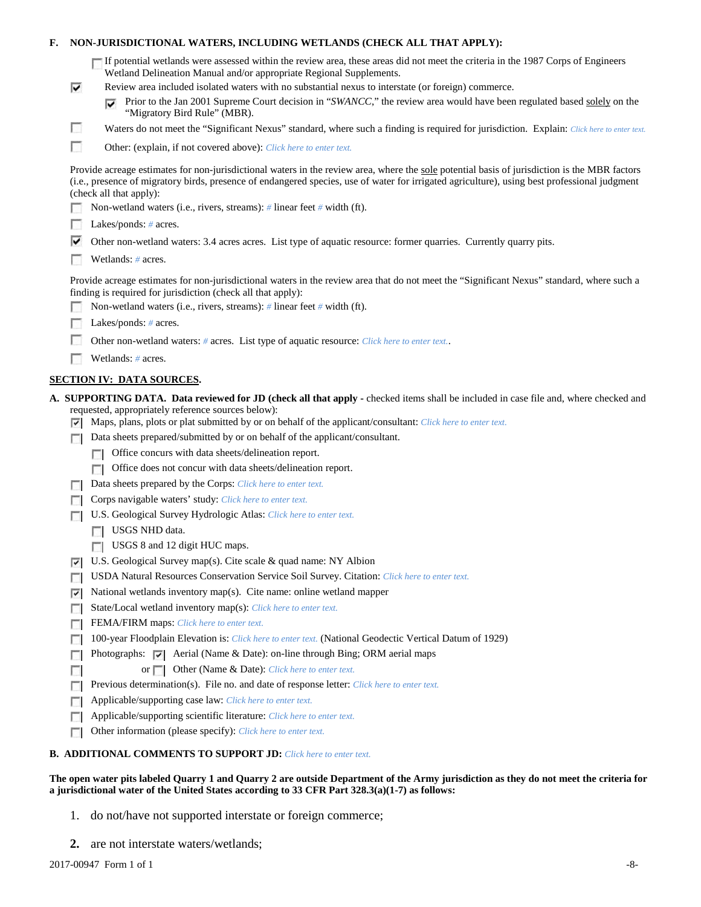**F. NON-JURISDICTIONAL WATERS, INCLUDING WETLANDS (CHECK ALL THAT APPLY):**

☐ If potential wetlands were assessed within the review area, these areas did not meet the criteria in the 1987 Corps of Engineers Wetland Delineation Manual and/or appropriate Regional Supplements.

☑ Review area included isolated waters with no substantial nexus to interstate (or foreign) commerce.

☑ Prior to the Jan 2001 Supreme Court decision in "*SWANCC*," the review area would have been regulated based solely on the "Migratory Bird Rule" (MBR).

☐ Waters do not meet the "Significant Nexus" standard, where such a finding is required for jurisdiction. Explain: *Click here to enter text.*

☐ Other: (explain, if not covered above): *Click here to enter text.*

Provide acreage estimates for non-jurisdictional waters in the review area, where the sole potential basis of jurisdiction is the MBR factors (i.e., presence of migratory birds, presence of endangered species, use of water for irrigated agriculture), using best professional judgment (check all that apply):

☐ Non-wetland waters (i.e., rivers, streams): # linear feet # width (ft).

☐ Lakes/ponds: # acres.

☑ Other non-wetland waters: 3.4 acres acres. List type of aquatic resource: former quarries. Currently quarry pits.

☐ Wetlands: # acres.

Provide acreage estimates for non-jurisdictional waters in the review area that do not meet the "Significant Nexus" standard, where such a finding is required for jurisdiction (check all that apply):

☐ Non-wetland waters (i.e., rivers, streams): # linear feet # width (ft).

☐ Lakes/ponds: # acres.

☐ Other non-wetland waters: # acres. List type of aquatic resource: *Click here to enter text.*.

☐ Wetlands: # acres.

## SECTION IV: DATA SOURCES.

**A. SUPPORTING DATA. Data reviewed for JD (check all that apply** - checked items shall be included in case file and, where checked and requested, appropriately reference sources below):

☑ Maps, plans, plots or plat submitted by or on behalf of the applicant/consultant: *Click here to enter text.*

☐ Data sheets prepared/submitted by or on behalf of the applicant/consultant.

☐ Office concurs with data sheets/delineation report.

☐ Office does not concur with data sheets/delineation report.

☐ Data sheets prepared by the Corps: *Click here to enter text.*

☐ Corps navigable waters' study: *Click here to enter text.*

☐ U.S. Geological Survey Hydrologic Atlas: *Click here to enter text.*

☐ USGS NHD data.

☐ USGS 8 and 12 digit HUC maps.

☑ U.S. Geological Survey map(s). Cite scale & quad name: NY Albion

☐ USDA Natural Resources Conservation Service Soil Survey. Citation: *Click here to enter text.*

☑ National wetlands inventory map(s). Cite name: online wetland mapper

☐ State/Local wetland inventory map(s): *Click here to enter text.*

☐ FEMA/FIRM maps: *Click here to enter text.*

☐ 100-year Floodplain Elevation is: *Click here to enter text.* (National Geodectic Vertical Datum of 1929)

☐ Photographs: ☑ Aerial (Name & Date): on-line through Bing; ORM aerial maps

☐ or ☐ Other (Name & Date): *Click here to enter text.*

☐ Previous determination(s). File no. and date of response letter: *Click here to enter text.*

☐ Applicable/supporting case law: *Click here to enter text.*

☐ Applicable/supporting scientific literature: *Click here to enter text.*

☐ Other information (please specify): *Click here to enter text.*

**B. ADDITIONAL COMMENTS TO SUPPORT JD:** *Click here to enter text.*

**The open water pits labeled Quarry 1 and Quarry 2 are outside Department of the Army jurisdiction as they do not meet the criteria for a jurisdictional water of the United States according to 33 CFR Part 328.3(a)(1-7) as follows:**

1. do not/have not supported interstate or foreign commerce;
2. are not interstate waters/wetlands;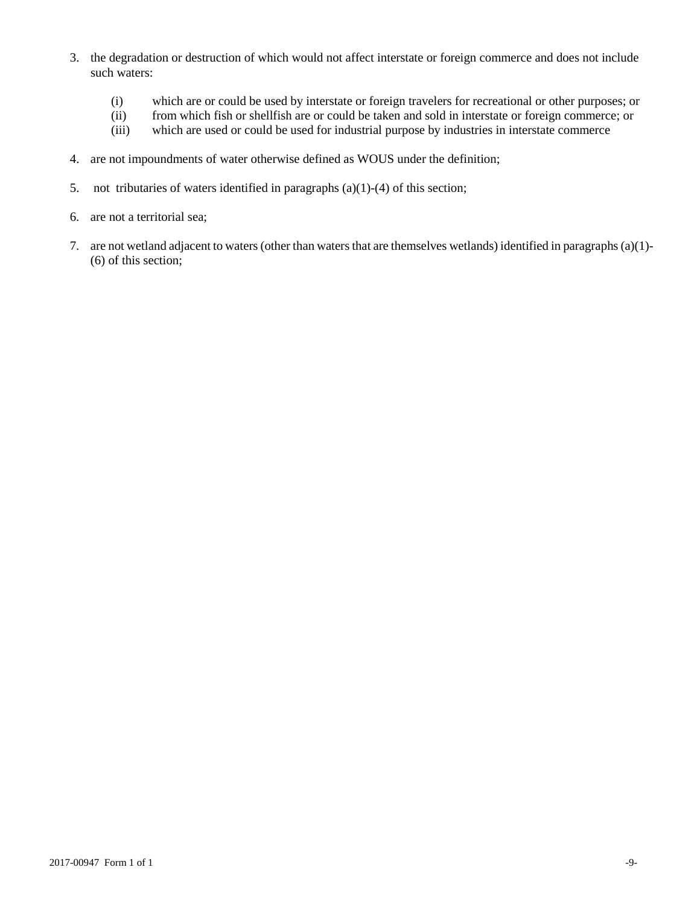3. the degradation or destruction of which would not affect interstate or foreign commerce and does not include such waters:

   (i) which are or could be used by interstate or foreign travelers for recreational or other purposes; or
   (ii) from which fish or shellfish are or could be taken and sold in interstate or foreign commerce; or
   (iii) which are used or could be used for industrial purpose by industries in interstate commerce

4. are not impoundments of water otherwise defined as WOUS under the definition;

5. not tributaries of waters identified in paragraphs (a)(1)-(4) of this section;

6. are not a territorial sea;

7. are not wetland adjacent to waters (other than waters that are themselves wetlands) identified in paragraphs (a)(1)-(6) of this section;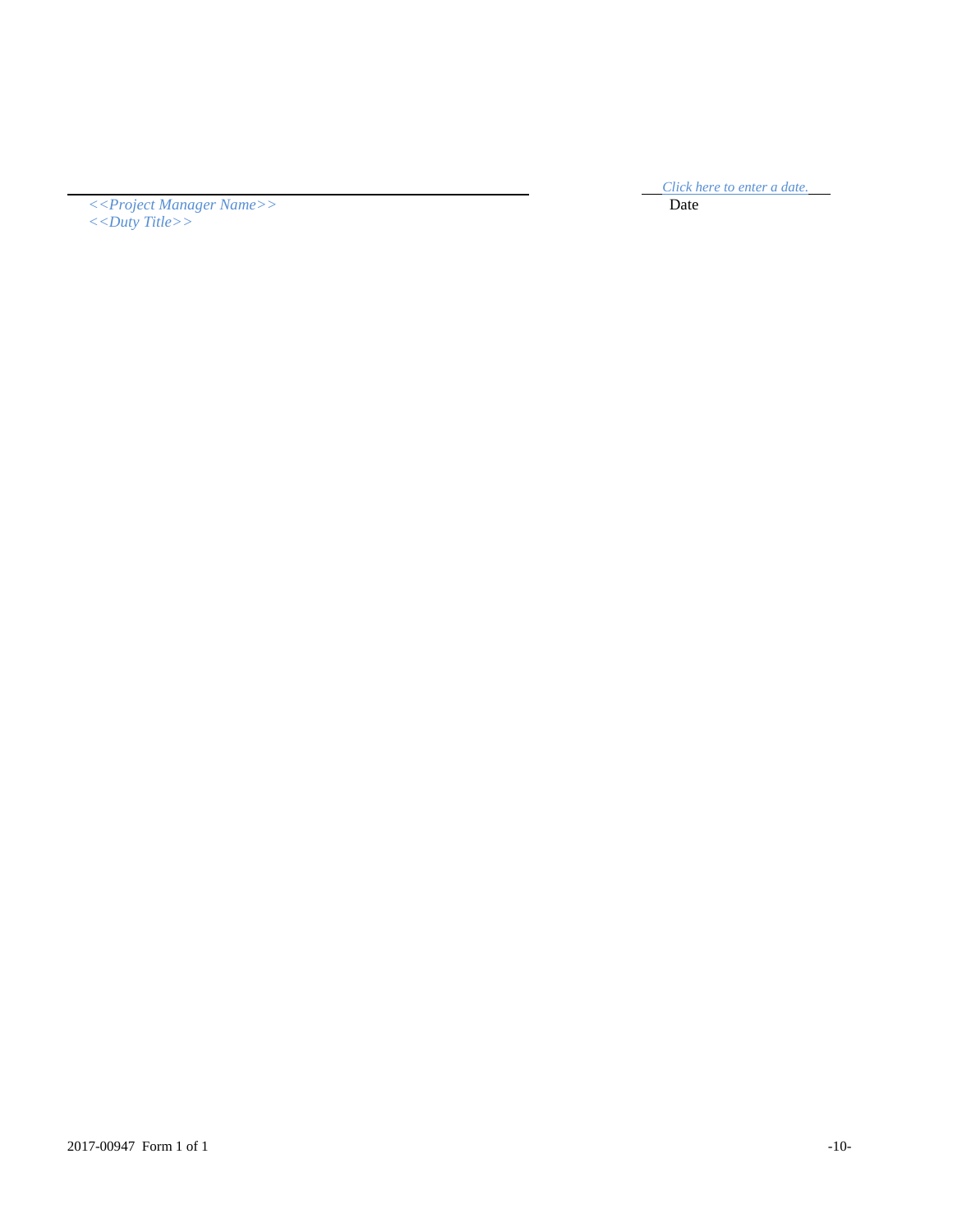_______________________________________________ &nbsp;&nbsp;&nbsp;&nbsp;&nbsp;&nbsp;&nbsp;&nbsp;&nbsp;&nbsp;&nbsp;&nbsp; *Click here to enter a date.*

*<<Project Manager Name>>* &nbsp;&nbsp;&nbsp;&nbsp;&nbsp;&nbsp;&nbsp;&nbsp;&nbsp;&nbsp;&nbsp;&nbsp;&nbsp;&nbsp;&nbsp;&nbsp;&nbsp;&nbsp;&nbsp;&nbsp;&nbsp;&nbsp;&nbsp;&nbsp;&nbsp;&nbsp;&nbsp;&nbsp;&nbsp;&nbsp;&nbsp;&nbsp; Date

*<<Duty Title>>*

2017-00947 Form 1 of 1